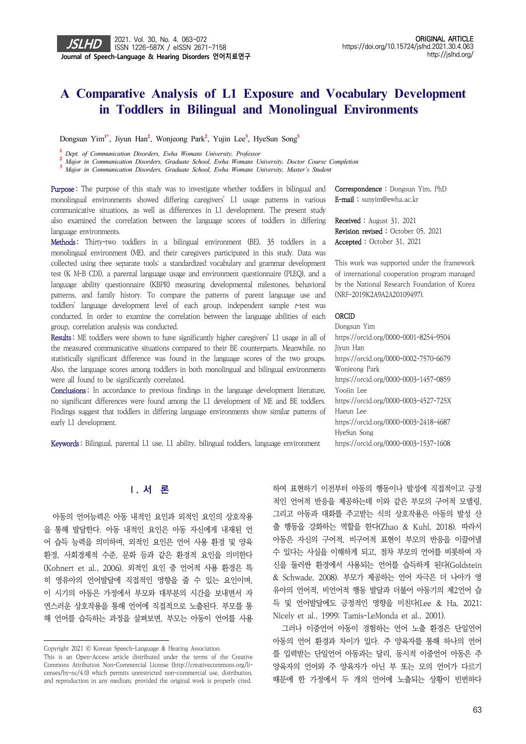# A Comparative Analysis of L1 Exposure and Vocabulary Development in Toddlers in Bilingual and Monolingual Environments

Dongsun Yim[1*], Jiyun Han[2], Wonjeong Park[2], Yujin Lee[3], HyeSun Song[3]

[1] Dept. of Communication Disorders, Ewha Womans University, Professor
[2] Major in Communication Disorders, Graduate School, Ewha Womans University, Doctor Course Completion
[3] Major in Communication Disorders, Graduate School, Ewha Womans University, Master's Student

**Purpose:** The purpose of this study was to investigate whether toddlers in bilingual and monolingual environments showed differing caregivers' L1 usage patterns in various communicative situations, as well as differences in L1 development. The present study also examined the correlation between the language scores of toddlers in differing language environments.

**Methods:** Thirty-two toddlers in a bilingual environment (BE), 35 toddlers in a monolingual environment (ME), and their caregivers participated in this study. Data was collected using thee separate tools: a standardized vocabulary and grammar development test (K M-B CDI), a parental language usage and environment questionnaire (PLEQ), and a language ability questionnaire (KBPR) measuring developmental milestones, behavioral patterns, and family history. To compare the patterns of parent language use and toddlers' language development level of each group, independent sample *t*-test was conducted. In order to examine the correlation between the language abilities of each group, correlation analysis was conducted.

**Results:** ME toddlers were shown to have significantly higher caregivers' L1 usage in all of the measured communicative situations compared to their BE counterparts. Meanwhile, no statistically significant difference was found in the language scores of the two groups. Also, the language scores among toddlers in both monolingual and bilingual environments were all found to be significantly correlated.

**Conclusions:** In accordance to previous findings in the language development literature, no significant differences were found among the L1 development of ME and BE toddlers. Findings suggest that toddlers in differing language environments show similar patterns of early L1 development.

**Keywords:** Bilingual, parental L1 use, L1 ability, bilingual toddlers, language environment

**Correspondence:** Dongsun Yim, PhD
**E-mail:** sunyim@ewha.ac.kr

**Received:** August 31, 2021
**Revision revised:** October 05, 2021
**Accepted:** October 31, 2021

This work was supported under the framework of international cooperation program managed by the National Research Foundation of Korea (NRF-2019K2A9A2A20109497).

**ORCID**
Dongsun Yim
https://orcid.org/0000-0001-8254-9504
Jiyun Han
https://orcid.org/0000-0002-7570-6679
Wonjeong Park
https://orcid.org/0000-0003-1457-0859
Yoojin Lee
https://orcid.org/0000-0003-4527-725X
Haeun Lee
https://orcid.org/0000-0003-2418-4687
HyeSun Song
https://orcid.org/0000-0003-1537-1608

## Ⅰ. 서 론

아동의 언어능력은 아동 내적인 요인과 외적인 요인의 상호작용을 통해 발달한다. 아동 내적인 요인은 아동 자신에게 내재된 언어 습득 능력을 의미하며, 외적인 요인은 언어 사용 환경 및 양육 환경, 사회경제적 수준, 문화 등과 같은 환경적 요인을 의미한다(Kohnert et al., 2006). 외적인 요인 중 언어적 사용 환경은 특히 영유아의 언어발달에 직접적인 영향을 줄 수 있는 요인이며, 이 시기의 아동은 가정에서 부모와 대부분의 시간을 보내면서 자연스러운 상호작용을 통해 언어에 직접적으로 노출된다. 부모를 통해 언어를 습득하는 과정을 살펴보면, 부모는 아동이 언어를 사용하여 표현하기 이전부터 아동의 행동이나 발성에 직접적이고 긍정적인 언어적 반응을 제공하는데 이와 같은 부모의 구어적 모델링, 그리고 아동과 대화를 주고받는 식의 상호작용은 아동의 발성 산출 행동을 강화하는 역할을 한다(Zhao & Kuhl, 2018). 따라서 아동은 자신의 구어적, 비구어적 표현이 부모의 반응을 이끌어낼 수 있다는 사실을 이해하게 되고, 점차 부모의 언어를 비롯하여 자신을 둘러싼 환경에서 사용되는 언어를 습득하게 된다(Goldstein & Schwade, 2008). 부모가 제공하는 언어 자극은 더 나아가 영유아의 언어적, 비언어적 행동 발달과 더불어 아동기의 제2언어 습득 및 언어발달에도 긍정적인 영향을 미친다(Lee & Ha, 2021; Nicely et al., 1999; Tamis-LeMonda et al., 2001).

그러나 이중언어 아동이 경험하는 언어 노출 환경은 단일언어 아동의 언어 환경과 차이가 있다. 주 양육자를 통해 하나의 언어를 입력받는 단일언어 아동과는 달리, 동시적 이중언어 아동은 주 양육자의 언어와 주 양육자가 아닌 부 또는 모의 언어가 다르기 때문에 한 가정에서 두 개의 언어에 노출되는 상황이 빈번하다

Copyright 2021 ⓒ Korean Speech-Language & Hearing Association.
This is an Open-Access article distributed under the terms of the Creative Commons Attribution Non-Commercial License (http://creativecommons.org/licenses/by-nc/4.0) which permits unrestricted non-commercial use, distribution, and reproduction in any medium, provided the original work is properly cited.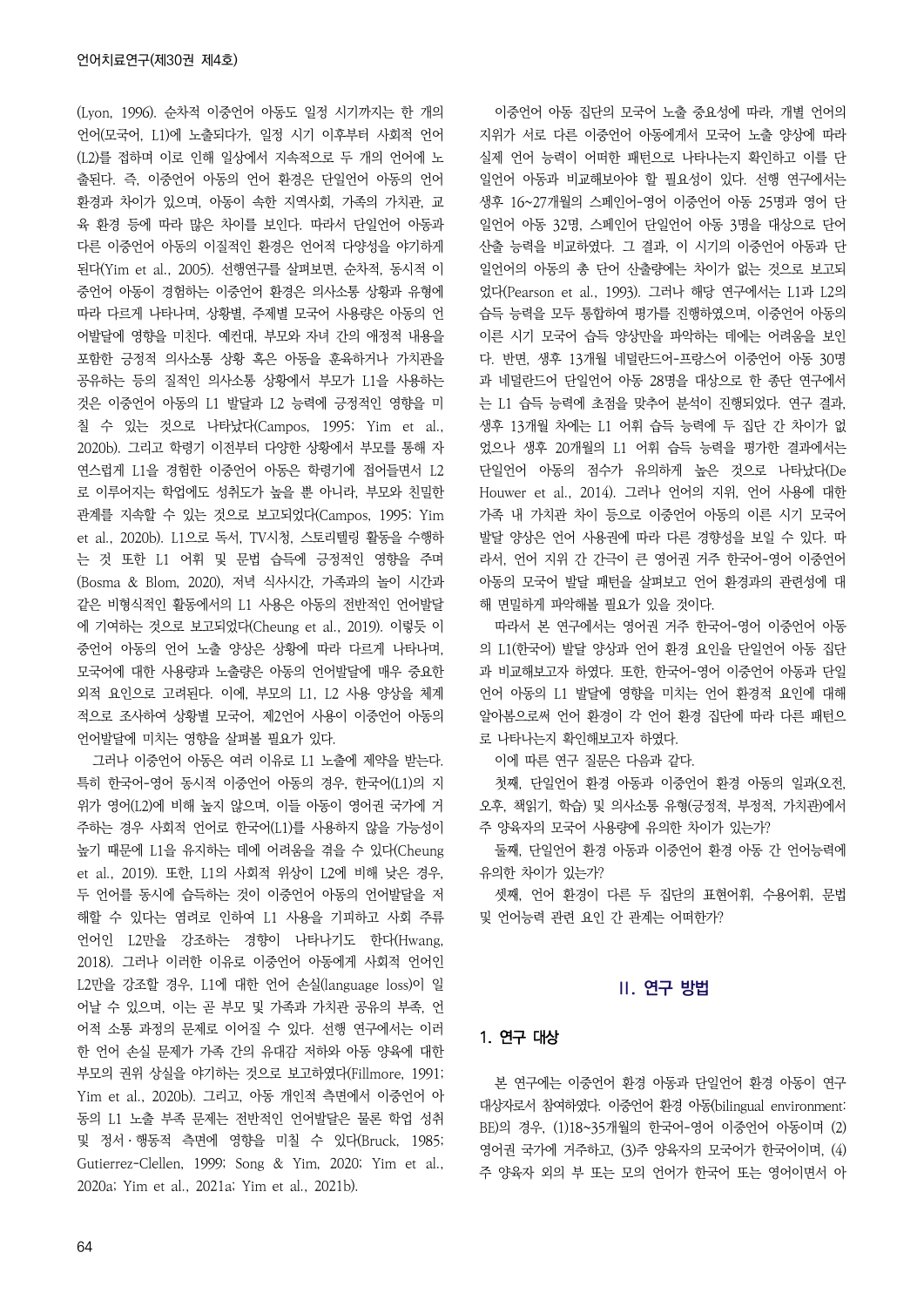(Lyon, 1996). 순차적 이중언어 아동도 일정 시기까지는 한 개의 언어(모국어, L1)에 노출되다가, 일정 시기 이후부터 사회적 언어(L2)를 접하며 이로 인해 일상에서 지속적으로 두 개의 언어에 노출된다. 즉, 이중언어 아동의 언어 환경은 단일언어 아동의 언어 환경과 차이가 있으며, 아동이 속한 지역사회, 가족의 가치관, 교육 환경 등에 따라 많은 차이를 보인다. 따라서 단일언어 아동과 다른 이중언어 아동의 이질적인 환경은 언어적 다양성을 야기하게 된다(Yim et al., 2005). 선행연구를 살펴보면, 순차적, 동시적 이중언어 아동이 경험하는 이중언어 환경은 의사소통 상황과 유형에 따라 다르게 나타나며, 상황별, 주제별 모국어 사용량은 아동의 언어발달에 영향을 미친다. 예컨대, 부모와 자녀 간의 애정적 내용을 포함한 긍정적 의사소통 상황 혹은 아동을 훈육하거나 가치관을 공유하는 등의 질적인 의사소통 상황에서 부모가 L1을 사용하는 것은 이중언어 아동의 L1 발달과 L2 능력에 긍정적인 영향을 미칠 수 있는 것으로 나타났다(Campos, 1995; Yim et al., 2020b). 그리고 학령기 이전부터 다양한 상황에서 부모를 통해 자연스럽게 L1을 경험한 이중언어 아동은 학령기에 접어들면서 L2로 이루어지는 학업에도 성취도가 높을 뿐 아니라, 부모와 친밀한 관계를 지속할 수 있는 것으로 보고되었다(Campos, 1995; Yim et al., 2020b). L1으로 독서, TV시청, 스토리텔링 활동을 수행하는 것 또한 L1 어휘 및 문법 습득에 긍정적인 영향을 주며(Bosma & Blom, 2020), 저녁 식사시간, 가족과의 놀이 시간과 같은 비형식적인 활동에서의 L1 사용은 아동의 전반적인 언어발달에 기여하는 것으로 보고되었다(Cheung et al., 2019). 이렇듯 이중언어 아동의 언어 노출 양상은 상황에 따라 다르게 나타나며, 모국어에 대한 사용량과 노출량은 아동의 언어발달에 매우 중요한 외적 요인으로 고려된다. 이에, 부모의 L1, L2 사용 양상을 체계적으로 조사하여 상황별 모국어, 제2언어 사용이 이중언어 아동의 언어발달에 미치는 영향을 살펴볼 필요가 있다.

그러나 이중언어 아동은 여러 이유로 L1 노출에 제약을 받는다. 특히 한국어-영어 동시적 이중언어 아동의 경우, 한국어(L1)의 지위가 영어(L2)에 비해 높지 않으며, 이들 아동이 영어권 국가에 거주하는 경우 사회적 언어로 한국어(L1)를 사용하지 않을 가능성이 높기 때문에 L1을 유지하는 데에 어려움을 겪을 수 있다(Cheung et al., 2019). 또한, L1의 사회적 위상이 L2에 비해 낮은 경우, 두 언어를 동시에 습득하는 것이 이중언어 아동의 언어발달을 저해할 수 있다는 염려로 인하여 L1 사용을 기피하고 사회 주류 언어인 L2만을 강조하는 경향이 나타나기도 한다(Hwang, 2018). 그러나 이러한 이유로 이중언어 아동에게 사회적 언어인 L2만을 강조할 경우, L1에 대한 언어 손실(language loss)이 일어날 수 있으며, 이는 곧 부모 및 가족과 가치관 공유의 부족, 언어적 소통 과정의 문제로 이어질 수 있다. 선행 연구에서는 이러한 언어 손실 문제가 가족 간의 유대감 저하와 아동 양육에 대한 부모의 권위 상실을 야기하는 것으로 보고하였다(Fillmore, 1991; Yim et al., 2020b). 그리고, 아동 개인적 측면에서 이중언어 아동의 L1 노출 부족 문제는 전반적인 언어발달은 물론 학업 성취 및 정서·행동적 측면에 영향을 미칠 수 있다(Bruck, 1985; Gutierrez-Clellen, 1999; Song & Yim, 2020; Yim et al., 2020a; Yim et al., 2021a; Yim et al., 2021b).

이중언어 아동 집단의 모국어 노출 중요성에 따라, 개별 언어의 지위가 서로 다른 이중언어 아동에게서 모국어 노출 양상에 따라 실제 언어 능력이 어떠한 패턴으로 나타나는지 확인하고 이를 단일언어 아동과 비교해보아야 할 필요성이 있다. 선행 연구에서는 생후 16~27개월의 스페인어-영어 이중언어 아동 25명과 영어 단일언어 아동 32명, 스페인어 단일언어 아동 3명을 대상으로 단어 산출 능력을 비교하였다. 그 결과, 이 시기의 이중언어 아동과 단일언어의 아동의 총 단어 산출량에는 차이가 없는 것으로 보고되었다(Pearson et al., 1993). 그러나 해당 연구에서는 L1과 L2의 습득 능력을 모두 통합하여 평가를 진행하였으며, 이중언어 아동의 이른 시기 모국어 습득 양상만을 파악하는 데에는 어려움을 보인다. 반면, 생후 13개월 네덜란드어-프랑스어 이중언어 아동 30명과 네덜란드어 단일언어 아동 28명을 대상으로 한 종단 연구에서는 L1 습득 능력에 초점을 맞추어 분석이 진행되었다. 연구 결과, 생후 13개월 차에는 L1 어휘 습득 능력에 두 집단 간 차이가 없었으나 생후 20개월의 L1 어휘 습득 능력을 평가한 결과에서는 단일언어 아동의 점수가 유의하게 높은 것으로 나타났다(De Houwer et al., 2014). 그러나 언어의 지위, 언어 사용에 대한 가족 내 가치관 차이 등으로 이중언어 아동의 이른 시기 모국어 발달 양상은 언어 사용권에 따라 다른 경향성을 보일 수 있다. 따라서, 언어 지위 간 간극이 큰 영어권 거주 한국어-영어 이중언어 아동의 모국어 발달 패턴을 살펴보고 언어 환경과의 관련성에 대해 면밀하게 파악해볼 필요가 있을 것이다.

따라서 본 연구에서는 영어권 거주 한국어-영어 이중언어 아동의 L1(한국어) 발달 양상과 언어 환경 요인을 단일언어 아동 집단과 비교해보고자 하였다. 또한, 한국어-영어 이중언어 아동과 단일언어 아동의 L1 발달에 영향을 미치는 언어 환경적 요인에 대해 알아봄으로써 언어 환경이 각 언어 환경 집단에 따라 다른 패턴으로 나타나는지 확인해보고자 하였다.

이에 따른 연구 질문은 다음과 같다.

첫째, 단일언어 환경 아동과 이중언어 환경 아동의 일과(오전, 오후, 책읽기, 학습) 및 의사소통 유형(긍정적, 부정적, 가치관)에서 주 양육자의 모국어 사용량에 유의한 차이가 있는가?

둘째, 단일언어 환경 아동과 이중언어 환경 아동 간 언어능력에 유의한 차이가 있는가?

셋째, 언어 환경이 다른 두 집단의 표현어휘, 수용어휘, 문법 및 언어능력 관련 요인 간 관계는 어떠한가?

## II. 연구 방법

### 1. 연구 대상

본 연구에는 이중언어 환경 아동과 단일언어 환경 아동이 연구 대상자로서 참여하였다. 이중언어 환경 아동(bilingual environment: BE)의 경우, (1)18~35개월의 한국어-영어 이중언어 아동이며 (2) 영어권 국가에 거주하고, (3)주 양육자의 모국어가 한국어이며, (4) 주 양육자 외의 부 또는 모의 언어가 한국어 또는 영어이면서 아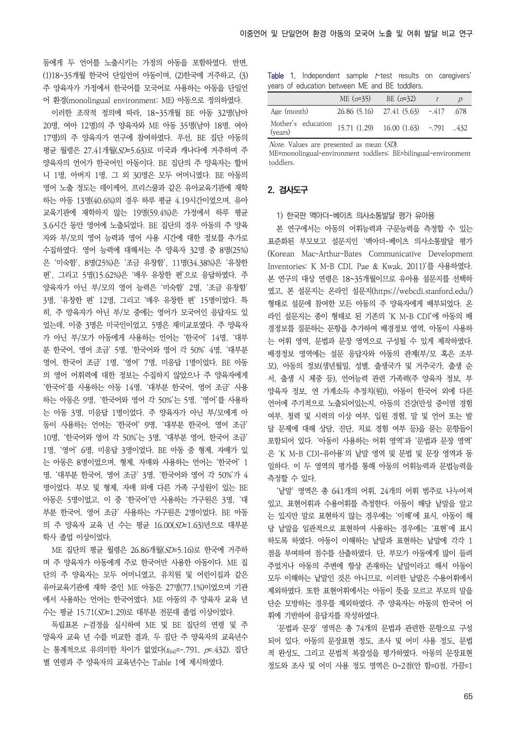동에게 두 언어를 노출시키는 가정의 아동을 포함하였다. 반면, (1)18~35개월 한국어 단일언어 아동이며, (2)한국에 거주하고, (3) 주 양육자가 가정에서 한국어를 모국어로 사용하는 아동을 단일언어 환경(monolingual environment: ME) 아동으로 정의하였다.

이러한 조작적 정의에 따라, 18~35개월 BE 아동 32명(남아 20명, 여아 12명)의 주 양육자와 ME 아동 35명(남아 18명, 여아 17명)의 주 양육자가 연구에 참여하였다. 우선, BE 집단 아동의 평균 월령은 27.41개월(*SD*=5.63)로 미국과 캐나다에 거주하며 주 양육자의 언어가 한국어인 아동이다. BE 집단의 주 양육자는 할머니 1명, 아버지 1명, 그 외 30명은 모두 어머니였다. BE 아동의 영어 노출 정도는 데이케어, 프리스쿨과 같은 유아교육기관에 재학하는 아동 13명(40.6%)의 경우 하루 평균 4.19시간이었으며, 유아교육기관에 재학하지 않는 19명(59.4%)은 가정에서 하루 평균 3.6시간 동안 영어에 노출되었다. BE 집단의 경우 아동의 주 양육자와 부/모의 영어 능력과 영어 사용 시간에 대한 정보를 추가로 수집하였다. 영어 능력에 대해서는 주 양육자 32명 중 8명(25%)은 '미숙함', 8명(25%)은 '조금 유창함', 11명(34.38%)은 '유창한 편', 그리고 5명(15.62%)은 '매우 유창한 편'으로 응답하였다. 주 양육자가 아닌 부/모의 영어 능력은 '미숙함' 2명, '조금 유창함' 3명, '유창한 편' 12명, 그리고 '매우 유창한 편' 15명이었다. 특히, 주 양육자가 아닌 부/모 중에는 영어가 모국어인 응답자도 있었는데, 이중 3명은 미국인이었고, 5명은 재미교포였다. 주 양육자가 아닌 부/모가 아동에게 사용하는 언어는 '한국어' 14명, '대부분 한국어, 영어 조금' 5명, '한국어와 영어 각 50%' 4명, '대부분 영어, 한국어 조금' 1명, '영어' 7명, 미응답 1명이었다. BE 아동의 영어 어휘력에 대한 정보는 수집하지 않았으나 주 양육자에게 '한국어'를 사용하는 아동 14명, '대부분 한국어, 영어 조금' 사용하는 아동은 9명, '한국어와 영어 각 50%'는 5명, '영어'를 사용하는 아동 3명, 미응답 1명이었다. 주 양육자가 아닌 부/모에게 아동이 사용하는 언어는 '한국어' 9명, '대부분 한국어, 영어 조금' 10명, '한국어와 영어 각 50%'는 3명, '대부분 영어, 한국어 조금' 1명, '영어' 6명, 미응답 3명이었다. BE 아동 중 형제, 자매가 있는 아동은 8명이었으며, 형제, 자매와 사용하는 언어는 '한국어' 1명, '대부분 한국어, 영어 조금' 3명, '한국어와 영어 각 50%'가 4명이었다. 부모 및 형제, 자매 외에 다른 가족 구성원이 있는 BE 아동은 5명이었고, 이 중 '한국어'만 사용하는 가구원은 3명, '대부분 한국어, 영어 조금' 사용하는 가구원은 2명이었다. BE 아동의 주 양육자 교육 년 수는 평균 16.00(*SD*=1.63)년으로 대부분 학사 졸업 이상이었다.

ME 집단의 평균 월령은 26.86개월(*SD*=5.16)로 한국에 거주하며 주 양육자가 아동에게 주로 한국어만 사용한 아동이다. ME 집단의 주 양육자는 모두 어머니였고, 유치원 및 어린이집과 같은 유아교육기관에 재학 중인 ME 아동은 27명(77.1%)이었으며 기관에서 사용하는 언어는 한국어였다. ME 아동의 주 양육자 교육 년 수는 평균 15.71(*SD*=1.29)로 대부분 전문대 졸업 이상이었다.

독립표본 *t*-검정을 실시하여 ME 및 BE 집단의 연령 및 주 양육자 교육 년 수를 비교한 결과, 두 집단 주 양육자의 교육년수는 통계적으로 유의미한 차이가 없었다($t_{(64)}$=-.791, *p*=.432). 집단별 연령과 주 양육자의 교육년수는 Table 1에 제시하였다.

Table 1. Independent sample *t*-test results on caregivers' years of education between ME and BE toddlers.

| | ME (*n*=35) | BE (*n*=32) | *t* | *p* |
|---|---|---|---|---|
| Age (month) | 26.86 (5.16) | 27.41 (5.63) | -.417 | .678 |
| Mother's education (years) | 15.71 (1.29) | 16.00 (1.63) | -.791 | ..432 |

*Note.* Values are presented as mean (*SD*).
ME=monolingual-environment toddlers; BE=bilingual-environment toddlers.

## 2. 검사도구

1) 한국판 맥아더-베이츠 의사소통발달 평가 유아용

본 연구에서는 아동의 어휘능력과 구문능력을 측정할 수 있는 표준화된 부모보고 설문지인 '맥아더-베이츠 의사소통발달 평가(Korean Mac-Arthur-Bates Communicative Development Inventories: K M-B CDI, Pae & Kwak, 2011)'를 사용하였다. 본 연구의 대상 연령은 18~35개월이므로 유아용 설문지를 선택하였고, 본 설문지는 온라인 설문지(https://webcdi.stanford.edu/) 형태로 설문에 참여한 모든 아동의 주 양육자에게 배부되었다. 온라인 설문지는 종이 형태로 된 기존의 'K M-B CDI'에 아동의 배경정보를 질문하는 문항을 추가하여 배경정보 영역, 아동이 사용하는 어휘 영역, 문법과 문장 영역으로 구성될 수 있게 제작하였다. 배경정보 영역에는 설문 응답자와 아동의 관계(부/모 혹은 조부모), 아동의 정보(생년월일, 성별, 출생국가 및 거주국가, 출생 순서, 출생 시 체중 등), 언어능력 관련 가족력(주 양육자 정보, 부양육자 정보, 연 가계소득 추정치(원)), 아동이 한국어 외에 다른 언어에 주기적으로 노출되어있는지, 아동의 건강(만성 중이염 경험 여부, 청력 및 시력의 이상 여부, 입원 경험, 말 및 언어 또는 발달 문제에 대해 상담, 진단, 치료 경험 여부 등)을 묻는 문항들이 포함되어 있다. '아동이 사용하는 어휘 영역'과 '문법과 문장 영역'은 'K M-B CDI-유아용'의 낱말 영역 및 문법 및 문장 영역과 동일하다. 이 두 영역의 평가를 통해 아동의 어휘능력과 문법능력을 측정할 수 있다.

'낱말' 영역은 총 641개의 어휘, 24개의 어휘 범주로 나누어져 있고, 표현어휘과 수용어휘를 측정한다. 아동이 해당 낱말을 알고는 있지만 말로 표현하지 않는 경우에는 '이해'에 표시, 아동이 해당 낱말을 일관적으로 표현하여 사용하는 경우에는 '표현'에 표시하도록 하였다. 아동이 이해하는 낱말과 표현하는 낱말에 각각 1점을 부여하여 점수를 산출하였다. 단, 부모가 아동에게 많이 들려주었거나 아동의 주변에 항상 존재하는 낱말이라고 해서 아동이 모두 이해하는 낱말인 것은 아니므로, 이러한 낱말은 수용어휘에서 제외하였다. 또한 표현어휘에서는 아동이 뜻을 모르고 부모의 말을 단순 모방하는 경우를 제외하였다. 주 양육자는 아동의 한국어 어휘에 기반하여 응답지를 작성하였다.

'문법과 문장' 영역은 총 74개의 문법과 관련한 문항으로 구성되어 있다. 아동의 문장표현 정도, 조사 및 어미 사용 정도, 문법적 완성도, 그리고 문법적 복잡성을 평가하였다. 아동의 문장표현 정도와 조사 및 어미 사용 정도 영역은 0~2점(안 함=0점, 가끔=1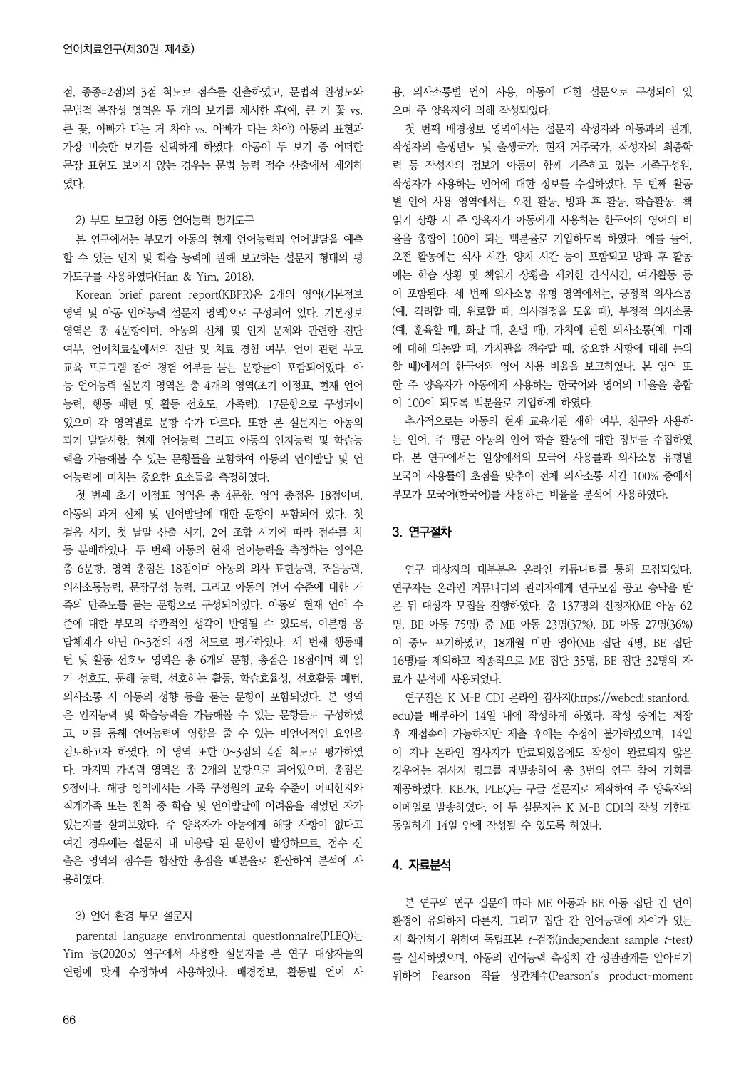점, 종종=2점)의 3점 척도로 점수를 산출하였고, 문법적 완성도와 문법적 복잡성 영역은 두 개의 보기를 제시한 후(예, 큰 거 꽃 vs. 큰 꽃, 아빠가 타는 거 차야 vs. 아빠가 타는 차야) 아동의 표현과 가장 비슷한 보기를 선택하게 하였다. 아동이 두 보기 중 어떠한 문장 표현도 보이지 않는 경우는 문법 능력 점수 산출에서 제외하였다.

2) 부모 보고형 아동 언어능력 평가도구

본 연구에서는 부모가 아동의 현재 언어능력과 언어발달을 예측할 수 있는 인지 및 학습 능력에 관해 보고하는 설문지 형태의 평가도구를 사용하였다(Han & Yim, 2018).

Korean brief parent report(KBPR)은 2개의 영역(기본정보 영역 및 아동 언어능력 설문지 영역)으로 구성되어 있다. 기본정보 영역은 총 4문항이며, 아동의 신체 및 인지 문제와 관련한 진단 여부, 언어치료실에서의 진단 및 치료 경험 여부, 언어 관련 부모 교육 프로그램 참여 경험 여부를 묻는 문항들이 포함되어있다. 아동 언어능력 설문지 영역은 총 4개의 영역(초기 이정표, 현재 언어 능력, 행동 패턴 및 활동 선호도, 가족력), 17문항으로 구성되어 있으며 각 영역별로 문항 수가 다르다. 또한 본 설문지는 아동의 과거 발달사항, 현재 언어능력 그리고 아동의 인지능력 및 학습능력을 가늠해볼 수 있는 문항들을 포함하여 아동의 언어발달 및 언어능력에 미치는 중요한 요소들을 측정하였다.

첫 번째 초기 이정표 영역은 총 4문항, 영역 총점은 18점이며, 아동의 과거 신체 및 언어발달에 대한 문항이 포함되어 있다. 첫 걸음 시기, 첫 낱말 산출 시기, 2어 조합 시기에 따라 점수를 차등 분배하였다. 두 번째 아동의 현재 언어능력을 측정하는 영역은 총 6문항, 영역 총점은 18점이며 아동의 의사 표현능력, 조음능력, 의사소통능력, 문장구성 능력, 그리고 아동의 언어 수준에 대한 가족의 만족도를 묻는 문항으로 구성되어있다. 아동의 현재 언어 수준에 대한 부모의 주관적인 생각이 반영될 수 있도록, 이분형 응답체계가 아닌 0~3점의 4점 척도로 평가하였다. 세 번째 행동패턴 및 활동 선호도 영역은 총 6개의 문항, 총점은 18점이며 책 읽기 선호도, 문해 능력, 선호하는 활동, 학습효율성, 선호활동 패턴, 의사소통 시 아동의 성향 등을 묻는 문항이 포함되었다. 본 영역은 인지능력 및 학습능력을 가늠해볼 수 있는 문항들로 구성하였고, 이를 통해 언어능력에 영향을 줄 수 있는 비언어적인 요인을 검토하고자 하였다. 이 영역 또한 0~3점의 4점 척도로 평가하였다. 마지막 가족력 영역은 총 2개의 문항으로 되어있으며, 총점은 9점이다. 해당 영역에서는 가족 구성원의 교육 수준이 어떠한지와 직계가족 또는 친척 중 학습 및 언어발달에 어려움을 겪었던 자가 있는지를 살펴보았다. 주 양육자가 아동에게 해당 사항이 없다고 여긴 경우에는 설문지 내 미응답 된 문항이 발생하므로, 점수 산출은 영역의 점수를 합산한 총점을 백분율로 환산하여 분석에 사용하였다.

3) 언어 환경 부모 설문지

parental language environmental questionnaire(PLEQ)는 Yim 등(2020b) 연구에서 사용한 설문지를 본 연구 대상자들의 연령에 맞게 수정하여 사용하였다. 배경정보, 활동별 언어 사용, 의사소통별 언어 사용, 아동에 대한 설문으로 구성되어 있으며 주 양육자에 의해 작성되었다.

첫 번째 배경정보 영역에서는 설문지 작성자와 아동과의 관계, 작성자의 출생년도 및 출생국가, 현재 거주국가, 작성자의 최종학력 등 작성자의 정보와 아동이 함께 거주하고 있는 가족구성원, 작성자가 사용하는 언어에 대한 정보를 수집하였다. 두 번째 활동별 언어 사용 영역에서는 오전 활동, 방과 후 활동, 학습활동, 책 읽기 상황 시 주 양육자가 아동에게 사용하는 한국어와 영어의 비율을 총합이 100이 되는 백분율로 기입하도록 하였다. 예를 들어, 오전 활동에는 식사 시간, 양치 시간 등이 포함되고 방과 후 활동에는 학습 상황 및 책읽기 상황을 제외한 간식시간, 여가활동 등이 포함된다. 세 번째 의사소통 유형 영역에서는, 긍정적 의사소통(예, 격려할 때, 위로할 때, 의사결정을 도울 때), 부정적 의사소통(예, 훈육할 때, 화날 때, 혼낼 때), 가치에 관한 의사소통(예, 미래에 대해 의논할 때, 가치관을 전수할 때, 중요한 사항에 대해 논의할 때)에서의 한국어와 영어 사용 비율을 보고하였다. 본 영역 또한 주 양육자가 아동에게 사용하는 한국어와 영어의 비율을 총합이 100이 되도록 백분율로 기입하게 하였다.

추가적으로는 아동의 현재 교육기관 재학 여부, 친구와 사용하는 언어, 주 평균 아동의 언어 학습 활동에 대한 정보를 수집하였다. 본 연구에서는 일상에서의 모국어 사용률과 의사소통 유형별 모국어 사용률에 초점을 맞추어 전체 의사소통 시간 100% 중에서 부모가 모국어(한국어)를 사용하는 비율을 분석에 사용하였다.

## 3. 연구절차

연구 대상자의 대부분은 온라인 커뮤니티를 통해 모집되었다. 연구자는 온라인 커뮤니티의 관리자에게 연구모집 공고 승낙을 받은 뒤 대상자 모집을 진행하였다. 총 137명의 신청자(ME 아동 62명, BE 아동 75명) 중 ME 아동 23명(37%), BE 아동 27명(36%)이 중도 포기하였고, 18개월 미만 영아(ME 집단 4명, BE 집단 16명)를 제외하고 최종적으로 ME 집단 35명, BE 집단 32명의 자료가 분석에 사용되었다.

연구진은 K M-B CDI 온라인 검사지(https://webcdi.stanford.edu)를 배부하여 14일 내에 작성하게 하였다. 작성 중에는 저장 후 재접속이 가능하지만 제출 후에는 수정이 불가하였으며, 14일이 지나 온라인 검사지가 만료되었음에도 작성이 완료되지 않은 경우에는 검사지 링크를 재발송하여 총 3번의 연구 참여 기회를 제공하였다. KBPR, PLEQ는 구글 설문지로 제작하여 주 양육자의 이메일로 발송하였다. 이 두 설문지는 K M-B CDI의 작성 기한과 동일하게 14일 안에 작성될 수 있도록 하였다.

## 4. 자료분석

본 연구의 연구 질문에 따라 ME 아동과 BE 아동 집단 간 언어 환경이 유의하게 다른지, 그리고 집단 간 언어능력에 차이가 있는지 확인하기 위하여 독립표본 $t$-검정(independent sample $t$-test)를 실시하였으며, 아동의 언어능력 측정치 간 상관관계를 알아보기 위하여 Pearson 적률 상관계수(Pearson's product-moment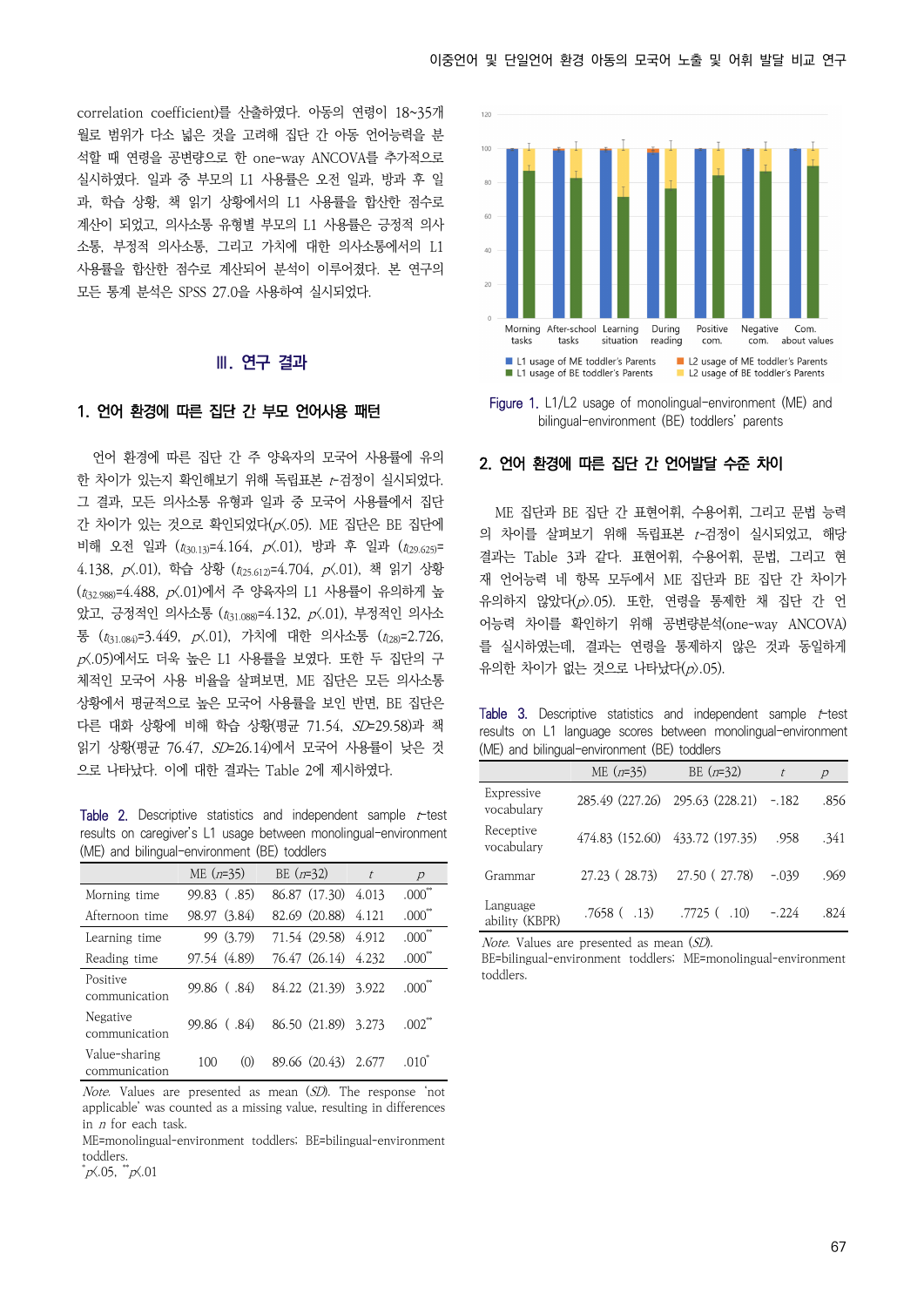correlation coefficient)를 산출하였다. 아동의 연령이 18~35개월로 범위가 다소 넓은 것을 고려해 집단 간 아동 언어능력을 분석할 때 연령을 공변량으로 한 one-way ANCOVA를 추가적으로 실시하였다. 일과 중 부모의 L1 사용률은 오전 일과, 방과 후 일과, 학습 상황, 책 읽기 상황에서의 L1 사용률을 합산한 점수로 계산이 되었고, 의사소통 유형별 부모의 L1 사용률은 긍정적 의사소통, 부정적 의사소통, 그리고 가치에 대한 의사소통에서의 L1 사용률을 합산한 점수로 계산되어 분석이 이루어졌다. 본 연구의 모든 통계 분석은 SPSS 27.0을 사용하여 실시되었다.

## Ⅲ. 연구 결과

### 1. 언어 환경에 따른 집단 간 부모 언어사용 패턴

언어 환경에 따른 집단 간 주 양육자의 모국어 사용률에 유의한 차이가 있는지 확인해보기 위해 독립표본 *t*-검정이 실시되었다. 그 결과, 모든 의사소통 유형과 일과 중 모국어 사용률에서 집단 간 차이가 있는 것으로 확인되었다($p<.05$). ME 집단은 BE 집단에 비해 오전 일과 ($t_{(30.13)}$=4.164, $p<.01$), 방과 후 일과 ($t_{(29.625)}$=4.138, $p<.01$), 학습 상황 ($t_{(25.612)}$=4.704, $p<.01$), 책 읽기 상황 ($t_{(32.988)}$=4.488, $p<.01$)에서 주 양육자의 L1 사용률이 유의하게 높았고, 긍정적인 의사소통 ($t_{(31.088)}$=4.132, $p<.01$), 부정적인 의사소통 ($t_{(31.084)}$=3.449, $p<.01$), 가치에 대한 의사소통 ($t_{(28)}$=2.726, $p<.05$)에서도 더욱 높은 L1 사용률을 보였다. 또한 두 집단의 구체적인 모국어 사용 비율을 살펴보면, ME 집단은 모든 의사소통 상황에서 평균적으로 높은 모국어 사용률을 보인 반면, BE 집단은 다른 대화 상황에 비해 학습 상황(평균 71.54, *SD*=29.58)과 책 읽기 상황(평균 76.47, *SD*=26.14)에서 모국어 사용률이 낮은 것으로 나타났다. 이에 대한 결과는 Table 2에 제시하였다.

Table 2. Descriptive statistics and independent sample *t*-test results on caregiver's L1 usage between monolingual-environment (ME) and bilingual-environment (BE) toddlers

| | ME (*n*=35) | BE (*n*=32) | *t* | *p* |
|---|---|---|---|---|
| Morning time | 99.83 ( .85) | 86.87 (17.30) | 4.013 | .000** |
| Afternoon time | 98.97 (3.84) | 82.69 (20.88) | 4.121 | .000** |
| Learning time | 99 (3.79) | 71.54 (29.58) | 4.912 | .000** |
| Reading time | 97.54 (4.89) | 76.47 (26.14) | 4.232 | .000** |
| Positive communication | 99.86 ( .84) | 84.22 (21.39) | 3.922 | .000** |
| Negative communication | 99.86 ( .84) | 86.50 (21.89) | 3.273 | .002** |
| Value-sharing communication | 100 (0) | 89.66 (20.43) | 2.677 | .010* |

*Note*. Values are presented as mean (*SD*). The response 'not applicable' was counted as a missing value, resulting in differences in *n* for each task.
ME=monolingual-environment toddlers; BE=bilingual-environment toddlers.
*$p<.05$, **$p<.01$

Figure 1. L1/L2 usage of monolingual-environment (ME) and bilingual-environment (BE) toddlers' parents

### 2. 언어 환경에 따른 집단 간 언어발달 수준 차이

ME 집단과 BE 집단 간 표현어휘, 수용어휘, 그리고 문법 능력의 차이를 살펴보기 위해 독립표본 *t*-검정이 실시되었고, 해당 결과는 Table 3과 같다. 표현어휘, 수용어휘, 문법, 그리고 현재 언어능력 네 항목 모두에서 ME 집단과 BE 집단 간 차이가 유의하지 않았다($p>.05$). 또한, 연령을 통제한 채 집단 간 언어능력 차이를 확인하기 위해 공변량분석(one-way ANCOVA)를 실시하였는데, 결과는 연령을 통제하지 않은 것과 동일하게 유의한 차이가 없는 것으로 나타났다($p>.05$).

Table 3. Descriptive statistics and independent sample *t*-test results on L1 language scores between monolingual-environment (ME) and bilingual-environment (BE) toddlers

| | ME (*n*=35) | BE (*n*=32) | *t* | *p* |
|---|---|---|---|---|
| Expressive vocabulary | 285.49 (227.26) | 295.63 (228.21) | -.182 | .856 |
| Receptive vocabulary | 474.83 (152.60) | 433.72 (197.35) | .958 | .341 |
| Grammar | 27.23 ( 28.73) | 27.50 ( 27.78) | -.039 | .969 |
| Language ability (KBPR) | .7658 ( .13) | .7725 ( .10) | -.224 | .824 |

*Note*. Values are presented as mean (*SD*).
BE=bilingual-environment toddlers; ME=monolingual-environment toddlers.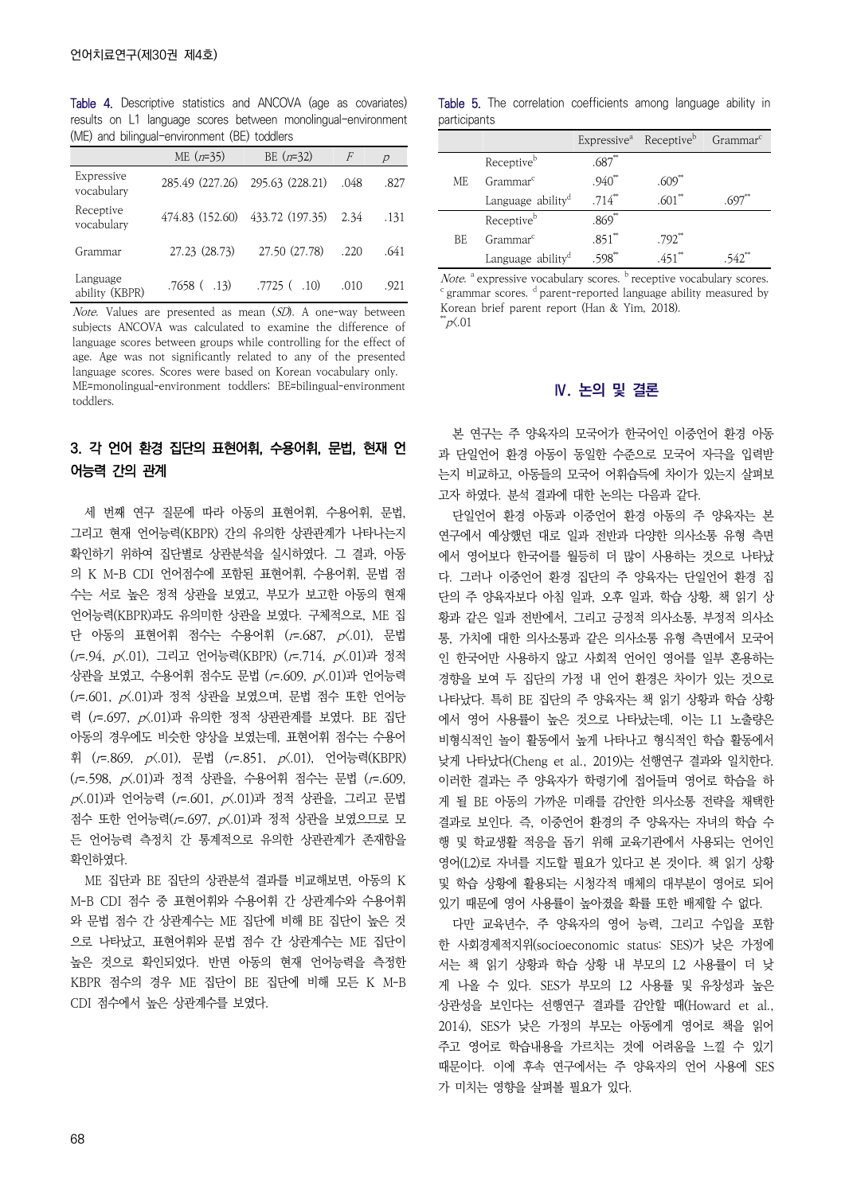Table 4. Descriptive statistics and ANCOVA (age as covariates) results on L1 language scores between monolingual-environment (ME) and bilingual-environment (BE) toddlers

| | ME ($n$=35) | BE ($n$=32) | $F$ | $p$ |
|---|---|---|---|---|
| Expressive vocabulary | 285.49 (227.26) | 295.63 (228.21) | .048 | .827 |
| Receptive vocabulary | 474.83 (152.60) | 433.72 (197.35) | 2.34 | .131 |
| Grammar | 27.23 (28.73) | 27.50 (27.78) | .220 | .641 |
| Language ability (KBPR) | .7658 ( .13) | .7725 ( .10) | .010 | .921 |

*Note.* Values are presented as mean (*SD*). A one-way between subjects ANCOVA was calculated to examine the difference of language scores between groups while controlling for the effect of age. Age was not significantly related to any of the presented language scores. Scores were based on Korean vocabulary only. ME=monolingual-environment toddlers; BE=bilingual-environment toddlers.

### 3. 각 언어 환경 집단의 표현어휘, 수용어휘, 문법, 현재 언어능력 간의 관계

세 번째 연구 질문에 따라 아동의 표현어휘, 수용어휘, 문법, 그리고 현재 언어능력(KBPR) 간의 유의한 상관관계가 나타나는지 확인하기 위하여 집단별로 상관분석을 실시하였다. 그 결과, 아동의 K M-B CDI 언어점수에 포함된 표현어휘, 수용어휘, 문법 점수는 서로 높은 정적 상관을 보였고, 부모가 보고한 아동의 현재 언어능력(KBPR)과도 유의미한 상관을 보였다. 구체적으로, ME 집단 아동의 표현어휘 점수는 수용어휘 ($r$=.687, $p$<.01), 문법 ($r$=.94, $p$<.01), 그리고 언어능력(KBPR) ($r$=.714, $p$<.01)과 정적 상관을 보였고, 수용어휘 점수도 문법 ($r$=.609, $p$<.01)과 언어능력 ($r$=.601, $p$<.01)과 정적 상관을 보였으며, 문법 점수 또한 언어능력 ($r$=.697, $p$<.01)과 유의한 정적 상관관계를 보였다. BE 집단 아동의 경우에도 비슷한 양상을 보였는데, 표현어휘 점수는 수용어휘 ($r$=.869, $p$<.01), 문법 ($r$=.851, $p$<.01), 언어능력(KBPR) ($r$=.598, $p$<.01)과 정적 상관을, 수용어휘 점수는 문법 ($r$=.609, $p$<.01)과 언어능력 ($r$=.601, $p$<.01)과 정적 상관을, 그리고 문법 점수 또한 언어능력($r$=.697, $p$<.01)과 정적 상관을 보였으므로 모든 언어능력 측정치 간 통계적으로 유의한 상관관계가 존재함을 확인하였다.

ME 집단과 BE 집단의 상관분석 결과를 비교해보면, 아동의 K M-B CDI 점수 중 표현어휘와 수용어휘 간 상관계수와 수용어휘와 문법 점수 간 상관계수는 ME 집단에 비해 BE 집단이 높은 것으로 나타났고, 표현어휘와 문법 점수 간 상관계수는 ME 집단이 높은 것으로 확인되었다. 반면 아동의 현재 언어능력을 측정한 KBPR 점수의 경우 ME 집단이 BE 집단에 비해 모든 K M-B CDI 점수에서 높은 상관계수를 보였다.

Table 5. The correlation coefficients among language ability in participants

| | | Expressive[a] | Receptive[b] | Grammar[c] |
|---|---|---|---|---|
| ME | Receptive[b] | .687** | | |
| | Grammar[c] | .940** | .609** | |
| | Language ability[d] | .714** | .601** | .697** |
| BE | Receptive[b] | .869** | | |
| | Grammar[c] | .851** | .792** | |
| | Language ability[d] | .598** | .451** | .542** |

*Note.* [a] expressive vocabulary scores. [b] receptive vocabulary scores. [c] grammar scores. [d] parent-reported language ability measured by Korean brief parent report (Han & Yim, 2018).
**$p$<.01

## Ⅳ. 논의 및 결론

본 연구는 주 양육자의 모국어가 한국어인 이중언어 환경 아동과 단일언어 환경 아동이 동일한 수준으로 모국어 자극을 입력받는지 비교하고, 아동들의 모국어 어휘습득에 차이가 있는지 살펴보고자 하였다. 분석 결과에 대한 논의는 다음과 같다.

단일언어 환경 아동과 이중언어 환경 아동의 주 양육자는 본 연구에서 예상했던 대로 일과 전반과 다양한 의사소통 유형 측면에서 영어보다 한국어를 월등히 더 많이 사용하는 것으로 나타났다. 그러나 이중언어 환경 집단의 주 양육자는 단일언어 환경 집단의 주 양육자보다 아침 일과, 오후 일과, 학습 상황, 책 읽기 상황과 같은 일과 전반에서, 그리고 긍정적 의사소통, 부정적 의사소통, 가치에 대한 의사소통과 같은 의사소통 유형 측면에서 모국어인 한국어만 사용하지 않고 사회적 언어인 영어를 일부 혼용하는 경향을 보여 두 집단의 가정 내 언어 환경은 차이가 있는 것으로 나타났다. 특히 BE 집단의 주 양육자는 책 읽기 상황과 학습 상황에서 영어 사용률이 높은 것으로 나타났는데, 이는 L1 노출량은 비형식적인 놀이 활동에서 높게 나타나고 형식적인 학습 활동에서 낮게 나타났다(Cheng et al., 2019)는 선행연구 결과와 일치한다. 이러한 결과는 주 양육자가 학령기에 접어들며 영어로 학습을 하게 될 BE 아동의 가까운 미래를 감안한 의사소통 전략을 채택한 결과로 보인다. 즉, 이중언어 환경의 주 양육자는 자녀의 학습 수행 및 학교생활 적응을 돕기 위해 교육기관에서 사용되는 언어인 영어(L2)로 자녀를 지도할 필요가 있다고 본 것이다. 책 읽기 상황 및 학습 상황에 활용되는 시청각적 매체의 대부분이 영어로 되어 있기 때문에 영어 사용률이 높아졌을 확률 또한 배제할 수 없다.

다만 교육년수, 주 양육자의 영어 능력, 그리고 수입을 포함한 사회경제적지위(socioeconomic status: SES)가 낮은 가정에서는 책 읽기 상황과 학습 상황 내 부모의 L2 사용률이 더 낮게 나올 수 있다. SES가 부모의 L2 사용률 및 유창성과 높은 상관성을 보인다는 선행연구 결과를 감안할 때(Howard et al., 2014), SES가 낮은 가정의 부모는 아동에게 영어로 책을 읽어주고 영어로 학습내용을 가르치는 것에 어려움을 느낄 수 있기 때문이다. 이에 후속 연구에서는 주 양육자의 언어 사용에 SES가 미치는 영향을 살펴볼 필요가 있다.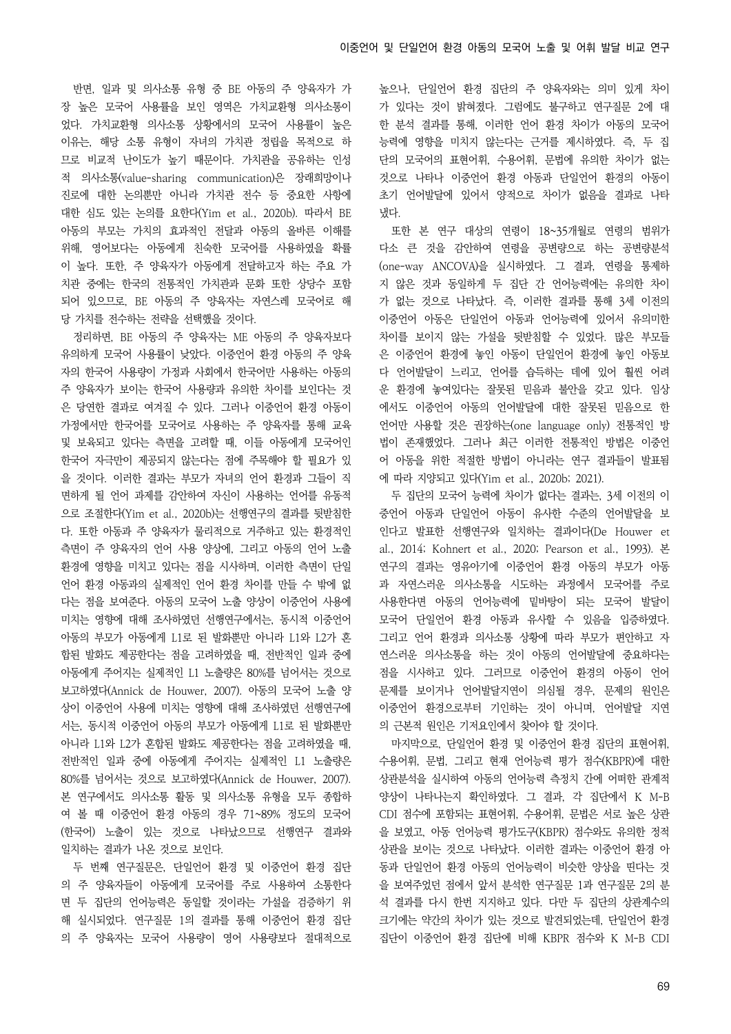반면, 일과 및 의사소통 유형 중 BE 아동의 주 양육자가 가장 높은 모국어 사용률을 보인 영역은 가치교환형 의사소통이었다. 가치교환형 의사소통 상황에서의 모국어 사용률이 높은 이유는, 해당 소통 유형이 자녀의 가치관 정립을 목적으로 하므로 비교적 난이도가 높기 때문이다. 가치관을 공유하는 인성적 의사소통(value-sharing communication)은 장래희망이나 진로에 대한 논의뿐만 아니라 가치관 전수 등 중요한 사항에 대한 심도 있는 논의를 요한다(Yim et al., 2020b). 따라서 BE 아동의 부모는 가치의 효과적인 전달과 아동의 올바른 이해를 위해, 영어보다는 아동에게 친숙한 모국어를 사용하였을 확률이 높다. 또한, 주 양육자가 아동에게 전달하고자 하는 주요 가치관 중에는 한국의 전통적인 가치관과 문화 또한 상당수 포함되어 있으므로, BE 아동의 주 양육자는 자연스레 모국어로 해당 가치를 전수하는 전략을 선택했을 것이다.

정리하면, BE 아동의 주 양육자는 ME 아동의 주 양육자보다 유의하게 모국어 사용률이 낮았다. 이중언어 환경 아동의 주 양육자의 한국어 사용량이 가정과 사회에서 한국어만 사용하는 아동의 주 양육자가 보이는 한국어 사용량과 유의한 차이를 보인다는 것은 당연한 결과로 여겨질 수 있다. 그러나 이중언어 환경 아동이 가정에서만 한국어를 모국어로 사용하는 주 양육자를 통해 교육 및 보육되고 있다는 측면을 고려할 때, 이들 아동에게 모국어인 한국어 자극만이 제공되지 않는다는 점에 주목해야 할 필요가 있을 것이다. 이러한 결과는 부모가 자녀의 언어 환경과 그들이 직면하게 될 언어 과제를 감안하여 자신이 사용하는 언어를 유동적으로 조절한다(Yim et al., 2020b)는 선행연구의 결과를 뒷받침한다. 또한 아동과 주 양육자가 물리적으로 거주하고 있는 환경적인 측면이 주 양육자의 언어 사용 양상에, 그리고 아동의 언어 노출 환경에 영향을 미치고 있다는 점을 시사하며, 이러한 측면이 단일언어 환경 아동과의 실제적인 언어 환경 차이를 만들 수 밖에 없다는 점을 보여준다. 아동의 모국어 노출 양상이 이중언어 사용에 미치는 영향에 대해 조사하였던 선행연구에서는, 동시적 이중언어 아동의 부모가 아동에게 L1로 된 발화뿐만 아니라 L1와 L2가 혼합된 발화도 제공한다는 점을 고려하였을 때, 전반적인 일과 중에 아동에게 주어지는 실제적인 L1 노출량은 80%를 넘어서는 것으로 보고하였다(Annick de Houwer, 2007). 아동의 모국어 노출 양상이 이중언어 사용에 미치는 영향에 대해 조사하였던 선행연구에서는, 동시적 이중언어 아동의 부모가 아동에게 L1로 된 발화뿐만 아니라 L1와 L2가 혼합된 발화도 제공한다는 점을 고려하였을 때, 전반적인 일과 중에 아동에게 주어지는 실제적인 L1 노출량은 80%를 넘어서는 것으로 보고하였다(Annick de Houwer, 2007). 본 연구에서도 의사소통 활동 및 의사소통 유형을 모두 종합하여 볼 때 이중언어 환경 아동의 경우 71~89% 정도의 모국어(한국어) 노출이 있는 것으로 나타났으므로 선행연구 결과와 일치하는 결과가 나온 것으로 보인다.

두 번째 연구질문은, 단일언어 환경 및 이중언어 환경 집단의 주 양육자들이 아동에게 모국어를 주로 사용하여 소통한다면 두 집단의 언어능력은 동일할 것이라는 가설을 검증하기 위해 실시되었다. 연구질문 1의 결과를 통해 이중언어 환경 집단의 주 양육자는 모국어 사용량이 영어 사용량보다 절대적으로 높으나, 단일언어 환경 집단의 주 양육자와는 의미 있게 차이가 있다는 것이 밝혀졌다. 그럼에도 불구하고 연구질문 2에 대한 분석 결과를 통해, 이러한 언어 환경 차이가 아동의 모국어 능력에 영향을 미치지 않는다는 근거를 제시하였다. 즉, 두 집단의 모국어의 표현어휘, 수용어휘, 문법에 유의한 차이가 없는 것으로 나타나 이중언어 환경 아동과 단일언어 환경의 아동이 초기 언어발달에 있어서 양적으로 차이가 없음을 결과로 나타냈다.

또한 본 연구 대상의 연령이 18~35개월로 연령의 범위가 다소 큰 것을 감안하여 연령을 공변량으로 하는 공변량분석(one-way ANCOVA)을 실시하였다. 그 결과, 연령을 통제하지 않은 것과 동일하게 두 집단 간 언어능력에는 유의한 차이가 없는 것으로 나타났다. 즉, 이러한 결과를 통해 3세 이전의 이중언어 아동은 단일언어 아동과 언어능력에 있어서 유의미한 차이를 보이지 않는 가설을 뒷받침할 수 있었다. 많은 부모들은 이중언어 환경에 놓인 아동이 단일언어 환경에 놓인 아동보다 언어발달이 느리고, 언어를 습득하는 데에 있어 훨씬 어려운 환경에 놓여있다는 잘못된 믿음과 불안을 갖고 있다. 임상에서도 이중언어 아동의 언어발달에 대한 잘못된 믿음으로 한 언어만 사용할 것은 권장하는(one language only) 전통적인 방법이 존재했었다. 그러나 최근 이러한 전통적인 방법은 이중언어 아동을 위한 적절한 방법이 아니라는 연구 결과들이 발표됨에 따라 지양되고 있다(Yim et al., 2020b; 2021).

두 집단의 모국어 능력에 차이가 없다는 결과는, 3세 이전의 이중언어 아동과 단일언어 아동이 유사한 수준의 언어발달을 보인다고 발표한 선행연구와 일치하는 결과이다(De Houwer et al., 2014; Kohnert et al., 2020; Pearson et al., 1993). 본 연구의 결과는 영유아기에 이중언어 환경 아동의 부모가 아동과 자연스러운 의사소통을 시도하는 과정에서 모국어를 주로 사용한다면 아동의 언어능력에 밑바탕이 되는 모국어 발달이 모국어 단일언어 환경 아동과 유사할 수 있음을 입증하였다. 그리고 언어 환경과 의사소통 상황에 따라 부모가 편안하고 자연스러운 의사소통을 하는 것이 아동의 언어발달에 중요하다는 점을 시사하고 있다. 그러므로 이중언어 환경의 아동이 언어문제를 보이거나 언어발달지연이 의심될 경우, 문제의 원인은 이중언어 환경으로부터 기인하는 것이 아니며, 언어발달 지연의 근본적 원인은 기저요인에서 찾아야 할 것이다.

마지막으로, 단일언어 환경 및 이중언어 환경 집단의 표현어휘, 수용어휘, 문법, 그리고 현재 언어능력 평가 점수(KBPR)에 대한 상관분석을 실시하여 아동의 언어능력 측정치 간에 어떠한 관계적 양상이 나타나는지 확인하였다. 그 결과, 각 집단에서 K M-B CDI 점수에 포함되는 표현어휘, 수용어휘, 문법은 서로 높은 상관을 보였고, 아동 언어능력 평가도구(KBPR) 점수와도 유의한 정적 상관을 보이는 것으로 나타났다. 이러한 결과는 이중언어 환경 아동과 단일언어 환경 아동의 언어능력이 비슷한 양상을 띤다는 것을 보여주었던 점에서 앞서 분석한 연구질문 1과 연구질문 2의 분석 결과를 다시 한번 지지하고 있다. 다만 두 집단의 상관계수의 크기에는 약간의 차이가 있는 것으로 발견되었는데, 단일언어 환경 집단이 이중언어 환경 집단에 비해 KBPR 점수와 K M-B CDI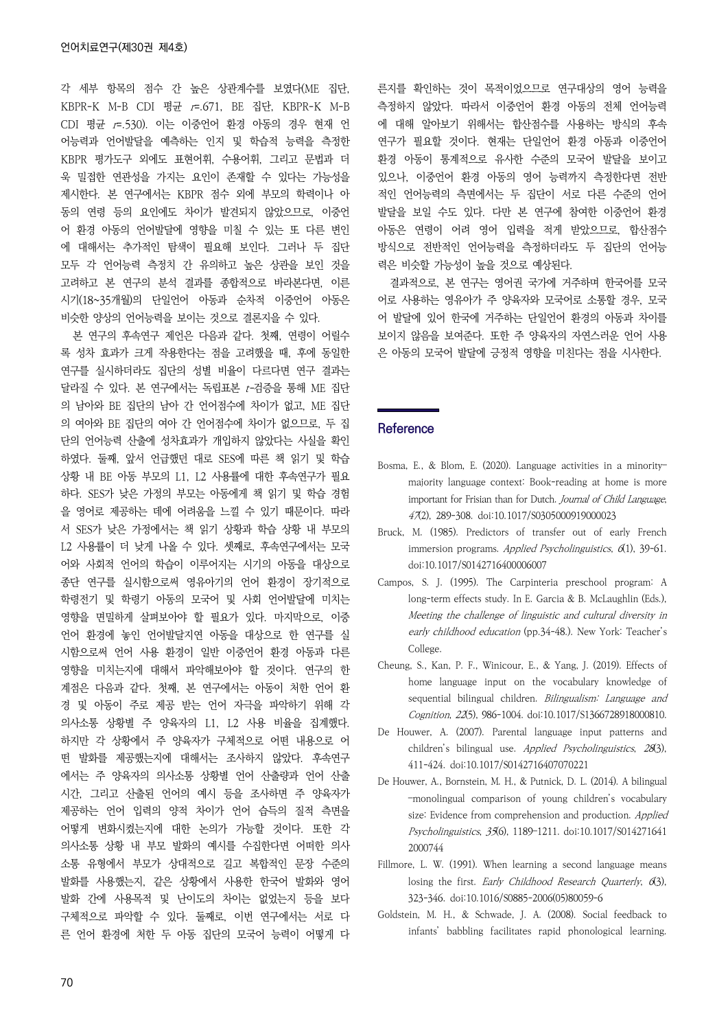각 세부 항목의 점수 간 높은 상관계수를 보였다(ME 집단, KBPR-K M-B CDI 평균 $r$=.671, BE 집단, KBPR-K M-B CDI 평균 $r$=.530). 이는 이중언어 환경 아동의 경우 현재 언어능력과 언어발달을 예측하는 인지 및 학습적 능력을 측정한 KBPR 평가도구 외에도 표현어휘, 수용어휘, 그리고 문법과 더욱 밀접한 연관성을 가지는 요인이 존재할 수 있다는 가능성을 제시한다. 본 연구에서는 KBPR 점수 외에 부모의 학력이나 아동의 연령 등의 요인에도 차이가 발견되지 않았으므로, 이중언어 환경 아동의 언어발달에 영향을 미칠 수 있는 또 다른 변인에 대해서는 추가적인 탐색이 필요해 보인다. 그러나 두 집단 모두 각 언어능력 측정치 간 유의하고 높은 상관을 보인 것을 고려하고 본 연구의 분석 결과를 종합적으로 바라본다면, 이른 시기(18~35개월)의 단일언어 아동과 순차적 이중언어 아동은 비슷한 양상의 언어능력을 보이는 것으로 결론지을 수 있다.

본 연구의 후속연구 제언은 다음과 같다. 첫째, 연령이 어릴수록 성차 효과가 크게 작용한다는 점을 고려했을 때, 후에 동일한 연구를 실시하더라도 집단의 성별 비율이 다르다면 연구 결과는 달라질 수 있다. 본 연구에서는 독립표본 $t$-검증을 통해 ME 집단의 남아와 BE 집단의 남아 간 언어점수에 차이가 없고, ME 집단의 여아와 BE 집단의 여아 간 언어점수에 차이가 없으므로, 두 집단의 언어능력 산출에 성차효과가 개입하지 않았다는 사실을 확인하였다. 둘째, 앞서 언급했던 대로 SES에 따른 책 읽기 및 학습 상황 내 BE 아동 부모의 L1, L2 사용률에 대한 후속연구가 필요하다. SES가 낮은 가정의 부모는 아동에게 책 읽기 및 학습 경험을 영어로 제공하는 데에 어려움을 느낄 수 있기 때문이다. 따라서 SES가 낮은 가정에서는 책 읽기 상황과 학습 상황 내 부모의 L2 사용률이 더 낮게 나올 수 있다. 셋째로, 후속연구에서는 모국어와 사회적 언어의 학습이 이루어지는 시기의 아동을 대상으로 종단 연구를 실시함으로써 영유아기의 언어 환경이 장기적으로 학령전기 및 학령기 아동의 모국어 및 사회 언어발달에 미치는 영향을 면밀하게 살펴보아야 할 필요가 있다. 마지막으로, 이중언어 환경에 놓인 언어발달지연 아동을 대상으로 한 연구를 실시함으로써 언어 사용 환경이 일반 이중언어 환경 아동과 다른 영향을 미치는지에 대해서 파악해보아야 할 것이다. 연구의 한계점은 다음과 같다. 첫째, 본 연구에서는 아동이 처한 언어 환경 및 아동이 주로 제공 받는 언어 자극을 파악하기 위해 각 의사소통 상황별 주 양육자의 L1, L2 사용 비율을 집계했다. 하지만 각 상황에서 주 양육자가 구체적으로 어떤 내용으로 어떤 발화를 제공했는지에 대해서는 조사하지 않았다. 후속연구에서는 주 양육자의 의사소통 상황별 언어 산출량과 언어 산출 시간, 그리고 산출된 언어의 예시 등을 조사하면 주 양육자가 제공하는 언어 입력의 양적 차이가 언어 습득의 질적 측면을 어떻게 변화시켰는지에 대한 논의가 가능할 것이다. 또한 각 의사소통 상황 내 부모 발화의 예시를 수집한다면 어떠한 의사소통 유형에서 부모가 상대적으로 길고 복합적인 문장 수준의 발화를 사용했는지, 같은 상황에서 사용한 한국어 발화와 영어 발화 간에 사용목적 및 난이도의 차이는 없었는지 등을 보다 구체적으로 파악할 수 있다. 둘째로, 이번 연구에서는 서로 다른 언어 환경에 처한 두 아동 집단의 모국어 능력이 어떻게 다른지를 확인하는 것이 목적이었으므로 연구대상의 영어 능력을 측정하지 않았다. 따라서 이중언어 환경 아동의 전체 언어능력에 대해 알아보기 위해서는 합산점수를 사용하는 방식의 후속연구가 필요할 것이다. 현재는 단일언어 환경 아동과 이중언어 환경 아동이 통계적으로 유사한 수준의 모국어 발달을 보이고 있으나, 이중언어 환경 아동의 영어 능력까지 측정한다면 전반적인 언어능력의 측면에서는 두 집단이 서로 다른 수준의 언어발달을 보일 수도 있다. 다만 본 연구에 참여한 이중언어 환경 아동은 연령이 어려 영어 입력을 적게 받았으므로, 합산점수 방식으로 전반적인 언어능력을 측정하더라도 두 집단의 언어능력은 비슷할 가능성이 높을 것으로 예상된다.

결과적으로, 본 연구는 영어권 국가에 거주하며 한국어를 모국어로 사용하는 영유아가 주 양육자와 모국어로 소통할 경우, 모국어 발달에 있어 한국에 거주하는 단일언어 환경의 아동과 차이를 보이지 않음을 보여준다. 또한 주 양육자의 자연스러운 언어 사용은 아동의 모국어 발달에 긍정적 영향을 미친다는 점을 시사한다.

## Reference

Bosma, E., & Blom, E. (2020). Language activities in a minority-majority language context: Book-reading at home is more important for Frisian than for Dutch. *Journal of Child Language, 47*(2), 289-308. doi:10.1017/S0305000919000023

Bruck, M. (1985). Predictors of transfer out of early French immersion programs. *Applied Psycholinguistics, 6*(1), 39-61. doi:10.1017/S0142716400006007

Campos, S. J. (1995). The Carpinteria preschool program: A long-term effects study. In E. Garcia & B. McLaughlin (Eds.), *Meeting the challenge of linguistic and cultural diversity in early childhood education* (pp.34-48.). New York: Teacher's College.

Cheung, S., Kan, P. F., Winicour, E., & Yang, J. (2019). Effects of home language input on the vocabulary knowledge of sequential bilingual children. *Bilingualism: Language and Cognition, 22*(5), 986-1004. doi:10.1017/S1366728918000810.

De Houwer, A. (2007). Parental language input patterns and children's bilingual use. *Applied Psycholinguistics, 28*(3), 411-424. doi:10.1017/S0142716407070221

De Houwer, A., Bornstein, M. H., & Putnick, D. L. (2014). A bilingual-monolingual comparison of young children's vocabulary size: Evidence from comprehension and production. *Applied Psycholinguistics, 35*(6), 1189-1211. doi:10.1017/S0142716412000744

Fillmore, L. W. (1991). When learning a second language means losing the first. *Early Childhood Research Quarterly, 6*(3), 323-346. doi:10.1016/S0885-2006(05)80059-6

Goldstein, M. H., & Schwade, J. A. (2008). Social feedback to infants' babbling facilitates rapid phonological learning.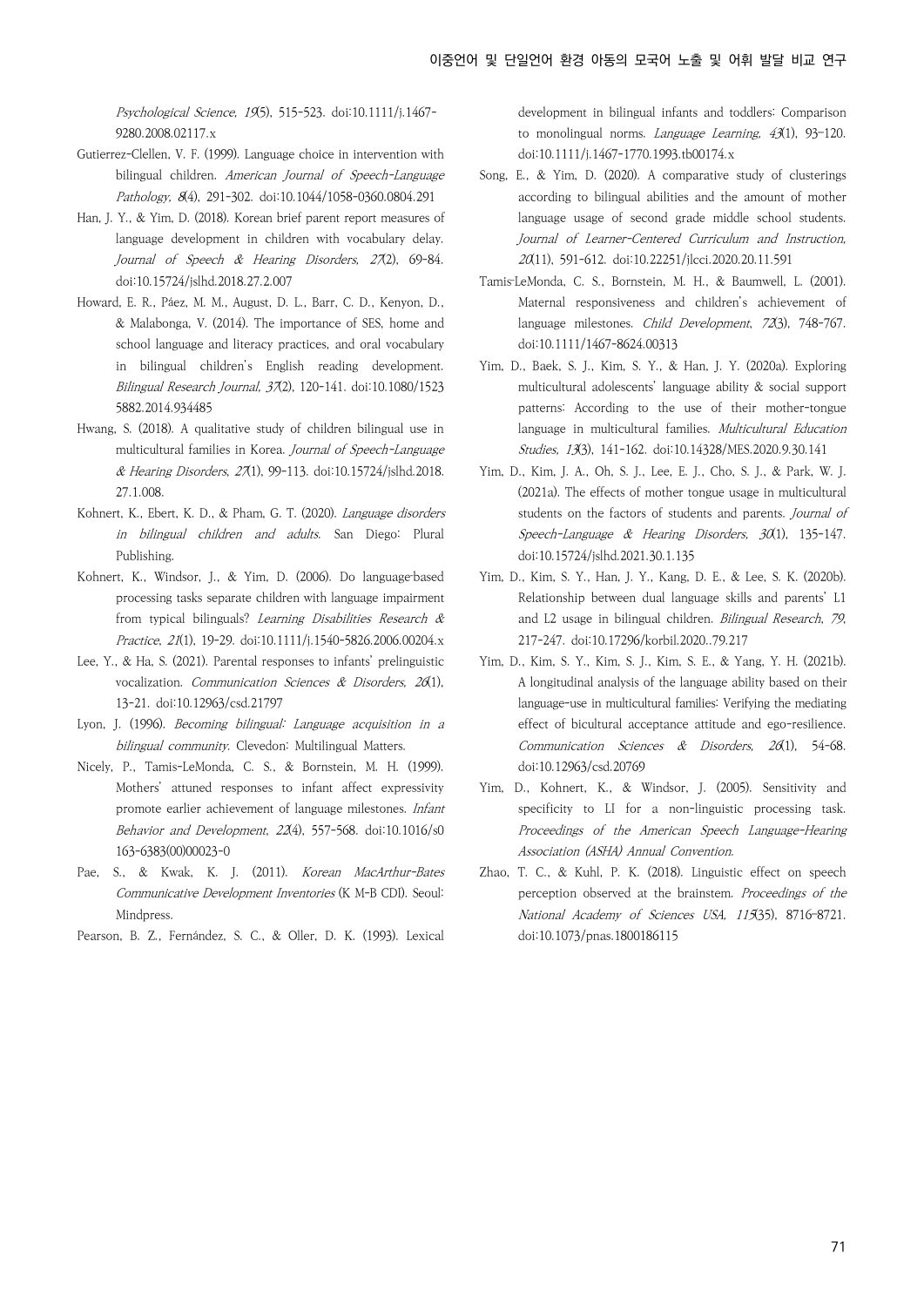*Psychological Science, 19*(5), 515-523. doi:10.1111/j.1467-9280.2008.02117.x

Gutierrez-Clellen, V. F. (1999). Language choice in intervention with bilingual children. *American Journal of Speech-Language Pathology, 8*(4), 291-302. doi:10.1044/1058-0360.0804.291

Han, J. Y., & Yim, D. (2018). Korean brief parent report measures of language development in children with vocabulary delay. *Journal of Speech & Hearing Disorders, 27*(2), 69-84. doi:10.15724/jslhd.2018.27.2.007

Howard, E. R., Páez, M. M., August, D. L., Barr, C. D., Kenyon, D., & Malabonga, V. (2014). The importance of SES, home and school language and literacy practices, and oral vocabulary in bilingual children's English reading development. *Bilingual Research Journal, 37*(2), 120-141. doi:10.1080/15235882.2014.934485

Hwang, S. (2018). A qualitative study of children bilingual use in multicultural families in Korea. *Journal of Speech-Language & Hearing Disorders, 27*(1), 99-113. doi:10.15724/jslhd.2018.27.1.008.

Kohnert, K., Ebert, K. D., & Pham, G. T. (2020). *Language disorders in bilingual children and adults*. San Diego: Plural Publishing.

Kohnert, K., Windsor, J., & Yim, D. (2006). Do language-based processing tasks separate children with language impairment from typical bilinguals? *Learning Disabilities Research & Practice, 21*(1), 19-29. doi:10.1111/j.1540-5826.2006.00204.x

Lee, Y., & Ha, S. (2021). Parental responses to infants' prelinguistic vocalization. *Communication Sciences & Disorders, 26*(1), 13-21. doi:10.12963/csd.21797

Lyon, J. (1996). *Becoming bilingual: Language acquisition in a bilingual community*. Clevedon: Multilingual Matters.

Nicely, P., Tamis-LeMonda, C. S., & Bornstein, M. H. (1999). Mothers' attuned responses to infant affect expressivity promote earlier achievement of language milestones. *Infant Behavior and Development, 22*(4), 557-568. doi:10.1016/s0163-6383(00)00023-0

Pae, S., & Kwak, K. J. (2011). *Korean MacArthur-Bates Communicative Development Inventories* (K M-B CDI). Seoul: Mindpress.

Pearson, B. Z., Fernández, S. C., & Oller, D. K. (1993). Lexical development in bilingual infants and toddlers: Comparison to monolingual norms. *Language Learning, 43*(1), 93-120. doi:10.1111/j.1467-1770.1993.tb00174.x

Song, E., & Yim, D. (2020). A comparative study of clusterings according to bilingual abilities and the amount of mother language usage of second grade middle school students. *Journal of Learner-Centered Curriculum and Instruction, 20*(11), 591-612. doi:10.22251/jlcci.2020.20.11.591

Tamis-LeMonda, C. S., Bornstein, M. H., & Baumwell, L. (2001). Maternal responsiveness and children's achievement of language milestones. *Child Development, 72*(3), 748-767. doi:10.1111/1467-8624.00313

Yim, D., Baek, S. J., Kim, S. Y., & Han, J. Y. (2020a). Exploring multicultural adolescents' language ability & social support patterns: According to the use of their mother-tongue language in multicultural families. *Multicultural Education Studies, 13*(3), 141-162. doi:10.14328/MES.2020.9.30.141

Yim, D., Kim, J. A., Oh, S. J., Lee, E. J., Cho, S. J., & Park, W. J. (2021a). The effects of mother tongue usage in multicultural students on the factors of students and parents. *Journal of Speech-Language & Hearing Disorders, 30*(1), 135-147. doi:10.15724/jslhd.2021.30.1.135

Yim, D., Kim, S. Y., Han, J. Y., Kang, D. E., & Lee, S. K. (2020b). Relationship between dual language skills and parents' L1 and L2 usage in bilingual children. *Bilingual Research, 79*, 217-247. doi:10.17296/korbil.2020..79.217

Yim, D., Kim, S. Y., Kim, S. J., Kim, S. E., & Yang, Y. H. (2021b). A longitudinal analysis of the language ability based on their language-use in multicultural families: Verifying the mediating effect of bicultural acceptance attitude and ego-resilience. *Communication Sciences & Disorders, 26*(1), 54-68. doi:10.12963/csd.20769

Yim, D., Kohnert, K., & Windsor, J. (2005). Sensitivity and specificity to LI for a non-linguistic processing task. *Proceedings of the American Speech Language-Hearing Association (ASHA) Annual Convention*.

Zhao, T. C., & Kuhl, P. K. (2018). Linguistic effect on speech perception observed at the brainstem. *Proceedings of the National Academy of Sciences USA, 115*(35), 8716-8721. doi:10.1073/pnas.1800186115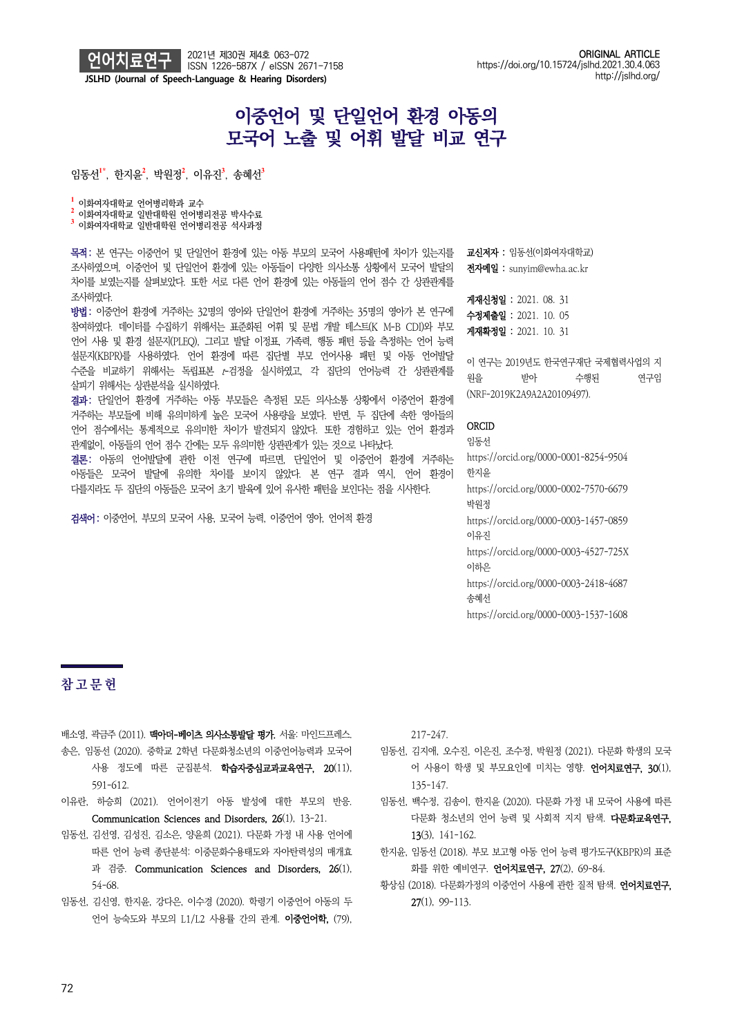# 이중언어 및 단일언어 환경 아동의 모국어 노출 및 어휘 발달 비교 연구

임동선[1*], 한지윤[2], 박원정[2], 이유진[3], 송혜선[3]

[1] 이화여자대학교 언어병리학과 교수
[2] 이화여자대학교 일반대학원 언어병리전공 박사수료
[3] 이화여자대학교 일반대학원 언어병리전공 석사과정

**목적:** 본 연구는 이중언어 및 단일언어 환경에 있는 아동 부모의 모국어 사용패턴에 차이가 있는지를 조사하였으며, 이중언어 및 단일언어 환경에 있는 아동들이 다양한 의사소통 상황에서 모국어 발달의 차이를 보였는지를 살펴보았다. 또한 서로 다른 언어 환경에 있는 아동들의 언어 점수 간 상관관계를 조사하였다.

**방법:** 이중언어 환경에 거주하는 32명의 영아와 단일언어 환경에 거주하는 35명의 영아가 본 연구에 참여하였다. 데이터를 수집하기 위해서는 표준화된 어휘 및 문법 개발 테스트(K M-B CDI)와 부모 언어 사용 및 환경 설문지(PLEQ), 그리고 발달 이정표, 가족력, 행동 패턴 등을 측정하는 언어 능력 설문지(KBPR)를 사용하였다. 언어 환경에 따른 집단별 부모 언어사용 패턴 및 아동 언어발달 수준을 비교하기 위해서는 독립표본 *t*-검정을 실시하였고, 각 집단의 언어능력 간 상관관계를 살피기 위해서는 상관분석을 실시하였다.

**결과:** 단일언어 환경에 거주하는 아동 부모들은 측정된 모든 의사소통 상황에서 이중언어 환경에 거주하는 부모들에 비해 유의미하게 높은 모국어 사용량을 보였다. 반면, 두 집단에 속한 영아들의 언어 점수에서는 통계적으로 유의미한 차이가 발견되지 않았다. 또한 경험하고 있는 언어 환경과 관계없이, 아동들의 언어 점수 간에는 모두 유의미한 상관관계가 있는 것으로 나타났다.

**결론:** 아동의 언어발달에 관한 이전 연구에 따르면, 단일언어 및 이중언어 환경에 거주하는 아동들은 모국어 발달에 유의한 차이를 보이지 않았다. 본 연구 결과 역시, 언어 환경이 다를지라도 두 집단의 아동들은 모국어 초기 발욱에 있어 유사한 패턴을 보인다는 점을 시사한다.

**검색어:** 이중언어, 부모의 모국어 사용, 모국어 능력, 이중언어 영아, 언어적 환경

**교신저자 :** 임동선(이화여자대학교)
**전자메일 :** sunyim@ewha.ac.kr

**게재신청일 :** 2021. 08. 31
**수정제출일 :** 2021. 10. 05
**게재확정일 :** 2021. 10. 31

이 연구는 2019년도 한국연구재단 국제협력사업의 지원을 받아 수행된 연구임(NRF-2019K2A9A2A20109497).

ORCID
임동선
https://orcid.org/0000-0001-8254-9504
한지윤
https://orcid.org/0000-0002-7570-6679
박원정
https://orcid.org/0000-0003-1457-0859
이유진
https://orcid.org/0000-0003-4527-725X
이하은
https://orcid.org/0000-0003-2418-4687
송혜선
https://orcid.org/0000-0003-1537-1608

## 참고문헌

배소영, 곽금주 (2011). **맥아더-베이츠 의사소통발달 평가.** 서울: 마인드프레스.

송은, 임동선 (2020). 중학교 2학년 다문화청소년의 이중언어능력과 모국어 사용 정도에 따른 군집분석. **학습자중심교과교육연구, 20**(11), 591-612.

이유란, 하승희 (2021). 언어이전기 아동 발성에 대한 부모의 반응. Communication Sciences and Disorders, 26(1), 13-21.

임동선, 김선영, 김성진, 김소은, 양윤희 (2021). 다문화 가정 내 사용 언어에 따른 언어 능력 종단분석: 이중문화수용태도와 자아탄력성의 매개효과 검증. Communication Sciences and Disorders, 26(1), 54-68.

임동선, 김신영, 한지윤, 강다은, 이수경 (2020). 학령기 이중언어 아동의 두 언어 능숙도와 부모의 L1/L2 사용률 간의 관계. **이중언어학,** (79), 217-247.

임동선, 김지애, 오수진, 이은진, 조수정, 박원정 (2021). 다문화 학생의 모국어 사용이 학생 및 부모요인에 미치는 영향. **언어치료연구, 30**(1), 135-147.

임동선, 백수정, 김송이, 한지윤 (2020). 다문화 가정 내 모국어 사용에 따른 다문화 청소년의 언어 능력 및 사회적 지지 탐색. **다문화교육연구, 13**(3), 141-162.

한지윤, 임동선 (2018). 부모 보고형 아동 언어 능력 평가도구(KBPR)의 표준화를 위한 예비연구. **언어치료연구, 27**(2), 69-84.

황상심 (2018). 다문화가정의 이중언어 사용에 관한 질적 탐색. **언어치료연구, 27**(1), 99-113.